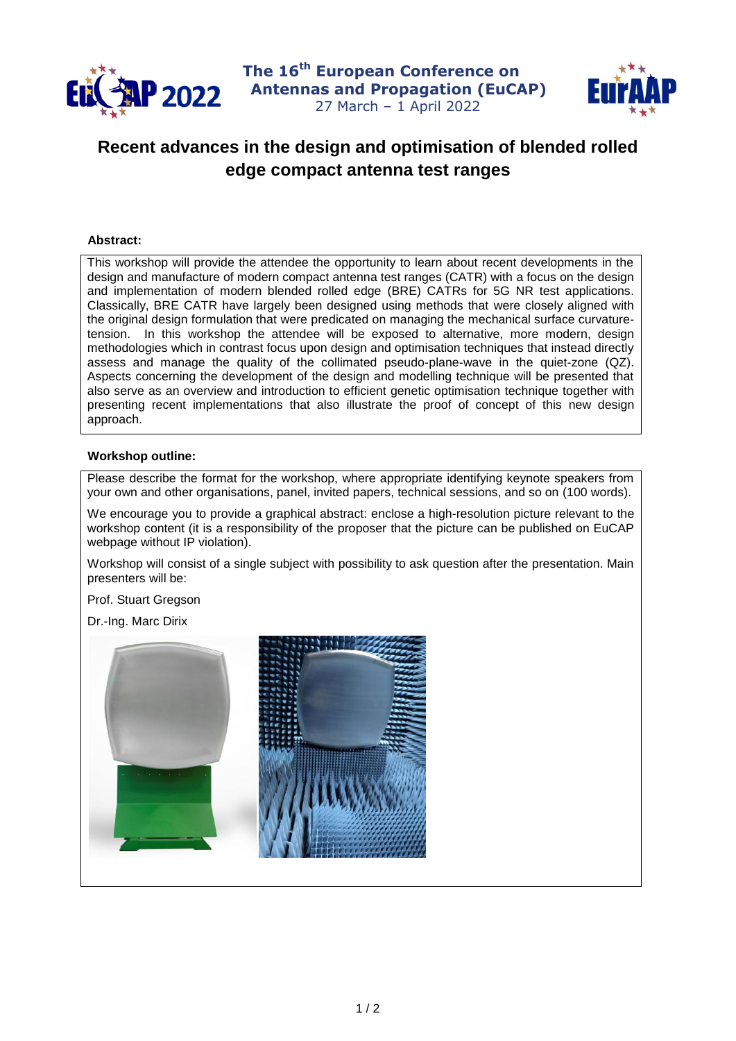# Recent advances in the design and optimisation of blended rolled edge compact antenna test ranges

**Abstract:**

This workshop will provide the attendee the opportunity to learn about recent developments in the design and manufacture of modern compact antenna test ranges (CATR) with a focus on the design and implementation of modern blended rolled edge (BRE) CATRs for 5G NR test applications. Classically, BRE CATR have largely been designed using methods that were closely aligned with the original design formulation that were predicated on managing the mechanical surface curvature-tension. In this workshop the attendee will be exposed to alternative, more modern, design methodologies which in contrast focus upon design and optimisation techniques that instead directly assess and manage the quality of the collimated pseudo-plane-wave in the quiet-zone (QZ). Aspects concerning the development of the design and modelling technique will be presented that also serve as an overview and introduction to efficient genetic optimisation technique together with presenting recent implementations that also illustrate the proof of concept of this new design approach.

**Workshop outline:**

Please describe the format for the workshop, where appropriate identifying keynote speakers from your own and other organisations, panel, invited papers, technical sessions, and so on (100 words).

We encourage you to provide a graphical abstract: enclose a high-resolution picture relevant to the workshop content (it is a responsibility of the proposer that the picture can be published on EuCAP webpage without IP violation).

Workshop will consist of a single subject with possibility to ask question after the presentation. Main presenters will be:

Prof. Stuart Gregson

Dr.-Ing. Marc Dirix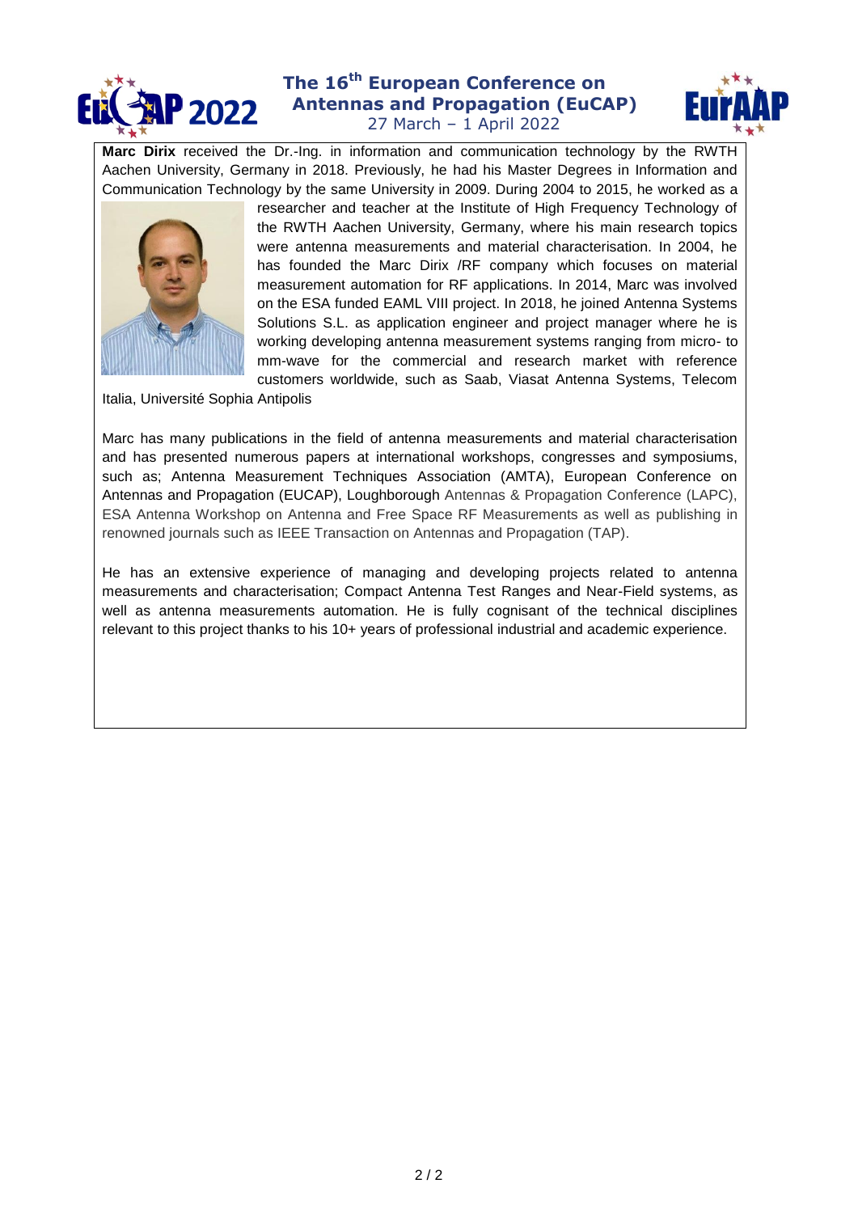**Marc Dirix** received the Dr.-Ing. in information and communication technology by the RWTH Aachen University, Germany in 2018. Previously, he had his Master Degrees in Information and Communication Technology by the same University in 2009. During 2004 to 2015, he worked as a researcher and teacher at the Institute of High Frequency Technology of the RWTH Aachen University, Germany, where his main research topics were antenna measurements and material characterisation. In 2004, he has founded the Marc Dirix /RF company which focuses on material measurement automation for RF applications. In 2014, Marc was involved on the ESA funded EAML VIII project. In 2018, he joined Antenna Systems Solutions S.L. as application engineer and project manager where he is working developing antenna measurement systems ranging from micro- to mm-wave for the commercial and research market with reference customers worldwide, such as Saab, Viasat Antenna Systems, Telecom Italia, Université Sophia Antipolis

Marc has many publications in the field of antenna measurements and material characterisation and has presented numerous papers at international workshops, congresses and symposiums, such as; Antenna Measurement Techniques Association (AMTA), European Conference on Antennas and Propagation (EUCAP), Loughborough Antennas & Propagation Conference (LAPC), ESA Antenna Workshop on Antenna and Free Space RF Measurements as well as publishing in renowned journals such as IEEE Transaction on Antennas and Propagation (TAP).

He has an extensive experience of managing and developing projects related to antenna measurements and characterisation; Compact Antenna Test Ranges and Near-Field systems, as well as antenna measurements automation. He is fully cognisant of the technical disciplines relevant to this project thanks to his 10+ years of professional industrial and academic experience.